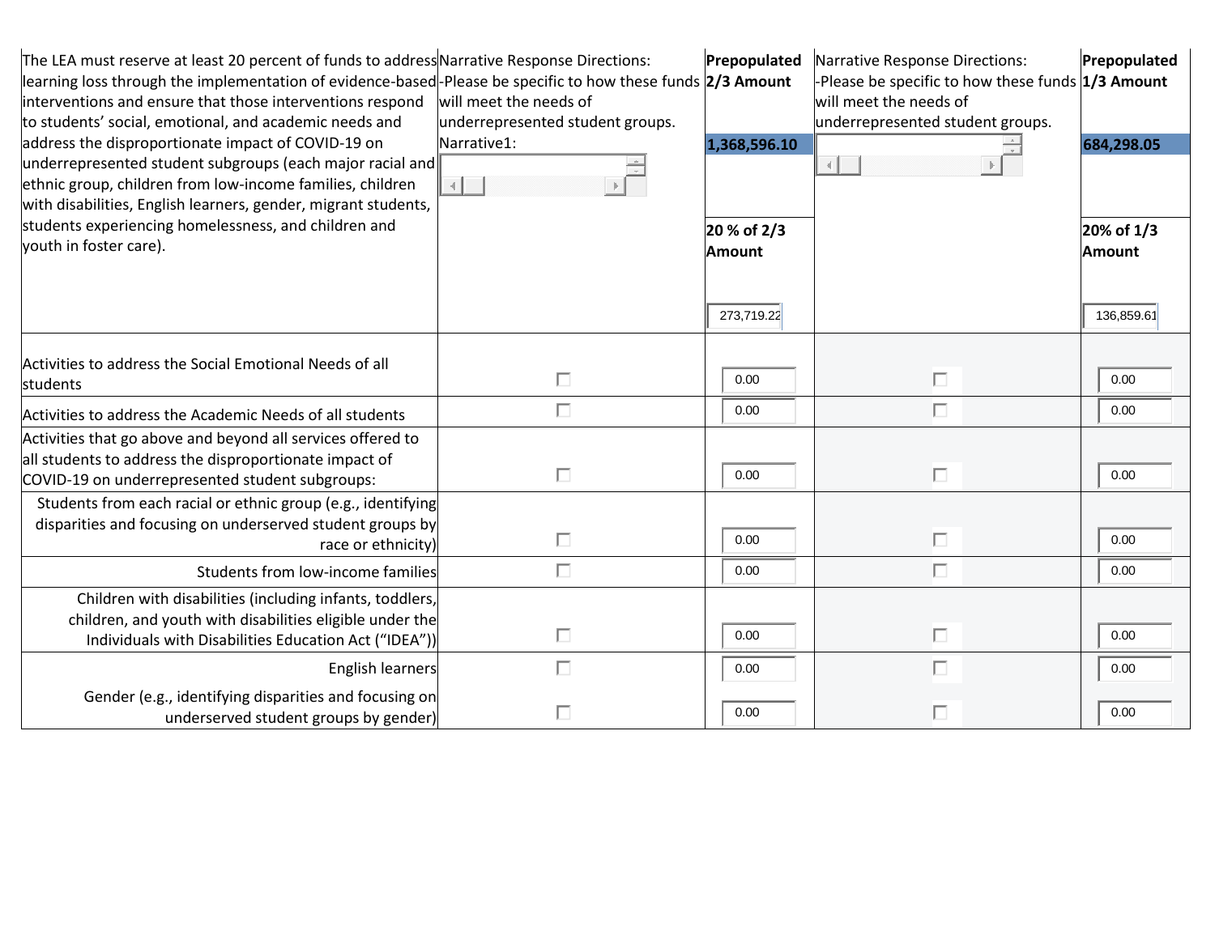| The LEA must reserve at least 20 percent of funds to address learning loss through the implementation of evidence-based interventions and ensure that those interventions respond to students' social, emotional, and academic needs and address the disproportionate impact of COVID-19 on underrepresented student subgroups (each major racial and ethnic group, children from low-income families, children with disabilities, English learners, gender, migrant students, students experiencing homelessness, and children and youth in foster care). | Narrative Response Directions: -Please be specific to how these funds will meet the needs of underrepresented student groups. Narrative1: | **Prepopulated 2/3 Amount** **1,368,596.10** **20 % of 2/3 Amount** 273,719.22 | Narrative Response Directions: -Please be specific to how these funds will meet the needs of underrepresented student groups. | **Prepopulated 1/3 Amount** **684,298.05** **20% of 1/3 Amount** 136,859.61 |
|---|---|---|---|---|
| Activities to address the Social Emotional Needs of all students | ☐ | 0.00 | ☐ | 0.00 |
| Activities to address the Academic Needs of all students | ☐ | 0.00 | ☐ | 0.00 |
| Activities that go above and beyond all services offered to all students to address the disproportionate impact of COVID-19 on underrepresented student subgroups: | ☐ | 0.00 | ☐ | 0.00 |
| Students from each racial or ethnic group (e.g., identifying disparities and focusing on underserved student groups by race or ethnicity) | ☐ | 0.00 | ☐ | 0.00 |
| Students from low-income families | ☐ | 0.00 | ☐ | 0.00 |
| Children with disabilities (including infants, toddlers, children, and youth with disabilities eligible under the Individuals with Disabilities Education Act ("IDEA")) | ☐ | 0.00 | ☐ | 0.00 |
| English learners | ☐ | 0.00 | ☐ | 0.00 |
| Gender (e.g., identifying disparities and focusing on underserved student groups by gender) | ☐ | 0.00 | ☐ | 0.00 |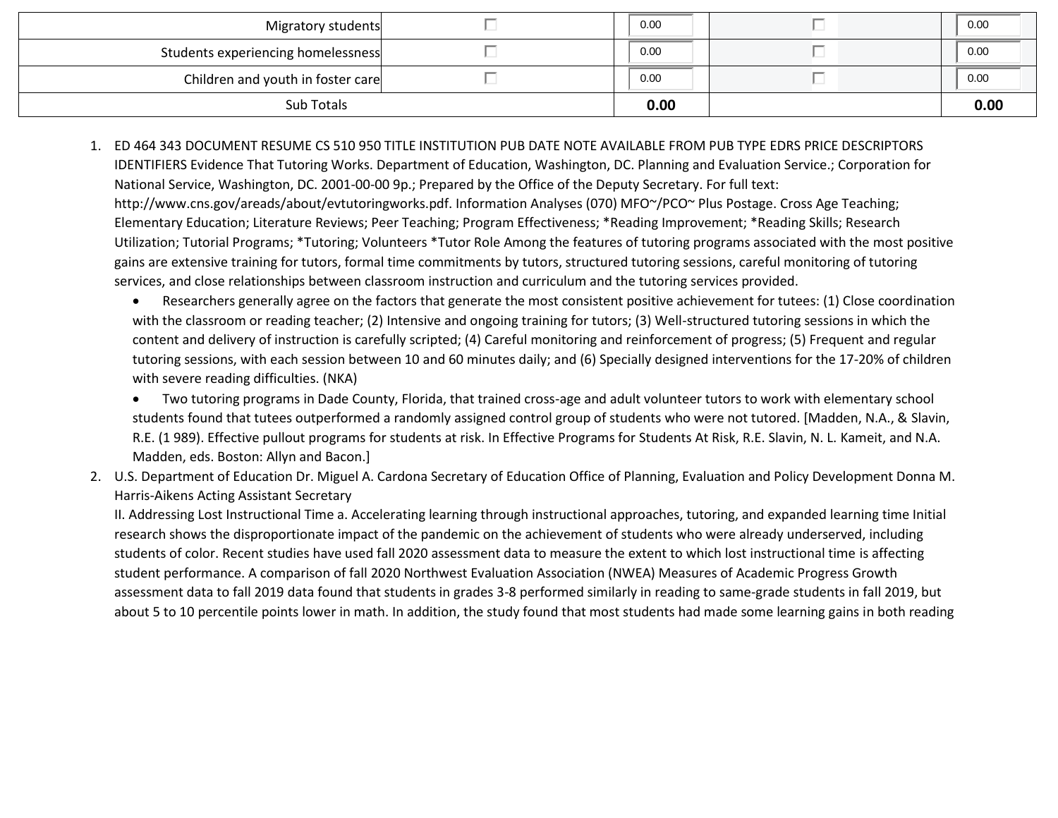| | | | | |
|---|---|---|---|---|
| Migratory students | ☐ | 0.00 | ☐ | 0.00 |
| Students experiencing homelessness | ☐ | 0.00 | ☐ | 0.00 |
| Children and youth in foster care | ☐ | 0.00 | ☐ | 0.00 |
| Sub Totals | | **0.00** | | **0.00** |

1. ED 464 343 DOCUMENT RESUME CS 510 950 TITLE INSTITUTION PUB DATE NOTE AVAILABLE FROM PUB TYPE EDRS PRICE DESCRIPTORS IDENTIFIERS Evidence That Tutoring Works. Department of Education, Washington, DC. Planning and Evaluation Service.; Corporation for National Service, Washington, DC. 2001-00-00 9p.; Prepared by the Office of the Deputy Secretary. For full text: http://www.cns.gov/areads/about/evtutoringworks.pdf. Information Analyses (070) MFO~/PCO~ Plus Postage. Cross Age Teaching; Elementary Education; Literature Reviews; Peer Teaching; Program Effectiveness; *Reading Improvement; *Reading Skills; Research Utilization; Tutorial Programs; *Tutoring; Volunteers *Tutor Role Among the features of tutoring programs associated with the most positive gains are extensive training for tutors, formal time commitments by tutors, structured tutoring sessions, careful monitoring of tutoring services, and close relationships between classroom instruction and curriculum and the tutoring services provided.
   - Researchers generally agree on the factors that generate the most consistent positive achievement for tutees: (1) Close coordination with the classroom or reading teacher; (2) Intensive and ongoing training for tutors; (3) Well-structured tutoring sessions in which the content and delivery of instruction is carefully scripted; (4) Careful monitoring and reinforcement of progress; (5) Frequent and regular tutoring sessions, with each session between 10 and 60 minutes daily; and (6) Specially designed interventions for the 17-20% of children with severe reading difficulties. (NKA)
   - Two tutoring programs in Dade County, Florida, that trained cross-age and adult volunteer tutors to work with elementary school students found that tutees outperformed a randomly assigned control group of students who were not tutored. [Madden, N.A., & Slavin, R.E. (1 989). Effective pullout programs for students at risk. In Effective Programs for Students At Risk, R.E. Slavin, N. L. Kameit, and N.A. Madden, eds. Boston: Allyn and Bacon.]
2. U.S. Department of Education Dr. Miguel A. Cardona Secretary of Education Office of Planning, Evaluation and Policy Development Donna M. Harris-Aikens Acting Assistant Secretary
   II. Addressing Lost Instructional Time a. Accelerating learning through instructional approaches, tutoring, and expanded learning time Initial research shows the disproportionate impact of the pandemic on the achievement of students who were already underserved, including students of color. Recent studies have used fall 2020 assessment data to measure the extent to which lost instructional time is affecting student performance. A comparison of fall 2020 Northwest Evaluation Association (NWEA) Measures of Academic Progress Growth assessment data to fall 2019 data found that students in grades 3-8 performed similarly in reading to same-grade students in fall 2019, but about 5 to 10 percentile points lower in math. In addition, the study found that most students had made some learning gains in both reading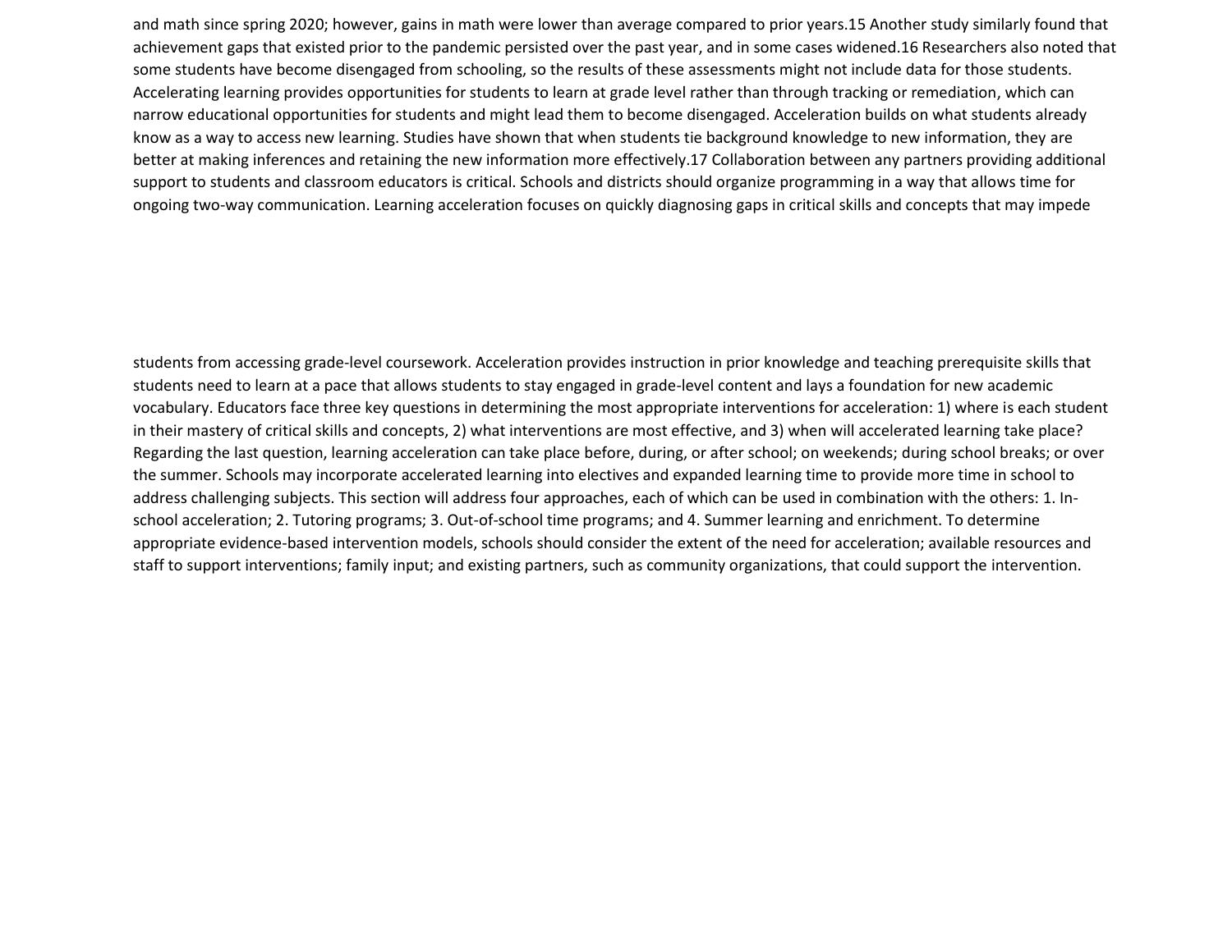and math since spring 2020; however, gains in math were lower than average compared to prior years.[15] Another study similarly found that achievement gaps that existed prior to the pandemic persisted over the past year, and in some cases widened.[16] Researchers also noted that some students have become disengaged from schooling, so the results of these assessments might not include data for those students. Accelerating learning provides opportunities for students to learn at grade level rather than through tracking or remediation, which can narrow educational opportunities for students and might lead them to become disengaged. Acceleration builds on what students already know as a way to access new learning. Studies have shown that when students tie background knowledge to new information, they are better at making inferences and retaining the new information more effectively.[17] Collaboration between any partners providing additional support to students and classroom educators is critical. Schools and districts should organize programming in a way that allows time for ongoing two-way communication. Learning acceleration focuses on quickly diagnosing gaps in critical skills and concepts that may impede students from accessing grade-level coursework. Acceleration provides instruction in prior knowledge and teaching prerequisite skills that students need to learn at a pace that allows students to stay engaged in grade-level content and lays a foundation for new academic vocabulary. Educators face three key questions in determining the most appropriate interventions for acceleration: 1) where is each student in their mastery of critical skills and concepts, 2) what interventions are most effective, and 3) when will accelerated learning take place? Regarding the last question, learning acceleration can take place before, during, or after school; on weekends; during school breaks; or over the summer. Schools may incorporate accelerated learning into electives and expanded learning time to provide more time in school to address challenging subjects. This section will address four approaches, each of which can be used in combination with the others: 1. In-school acceleration; 2. Tutoring programs; 3. Out-of-school time programs; and 4. Summer learning and enrichment. To determine appropriate evidence-based intervention models, schools should consider the extent of the need for acceleration; available resources and staff to support interventions; family input; and existing partners, such as community organizations, that could support the intervention.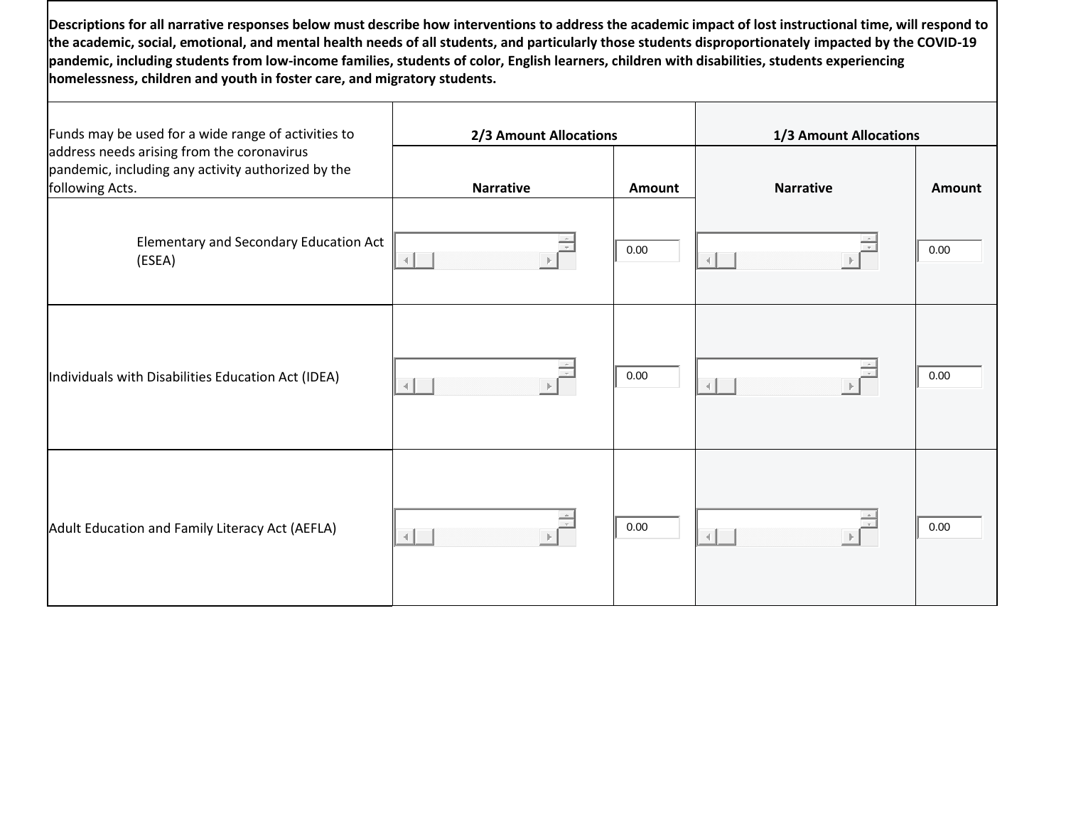**Descriptions for all narrative responses below must describe how interventions to address the academic impact of lost instructional time, will respond to the academic, social, emotional, and mental health needs of all students, and particularly those students disproportionately impacted by the COVID-19 pandemic, including students from low-income families, students of color, English learners, children with disabilities, students experiencing homelessness, children and youth in foster care, and migratory students.**

| Funds may be used for a wide range of activities to address needs arising from the coronavirus pandemic, including any activity authorized by the following Acts. | **2/3 Amount Allocations** | | **1/3 Amount Allocations** | |
|---|---|---|---|---|
| | **Narrative** | **Amount** | **Narrative** | **Amount** |
| Elementary and Secondary Education Act (ESEA) | | 0.00 | | 0.00 |
| Individuals with Disabilities Education Act (IDEA) | | 0.00 | | 0.00 |
| Adult Education and Family Literacy Act (AEFLA) | | 0.00 | | 0.00 |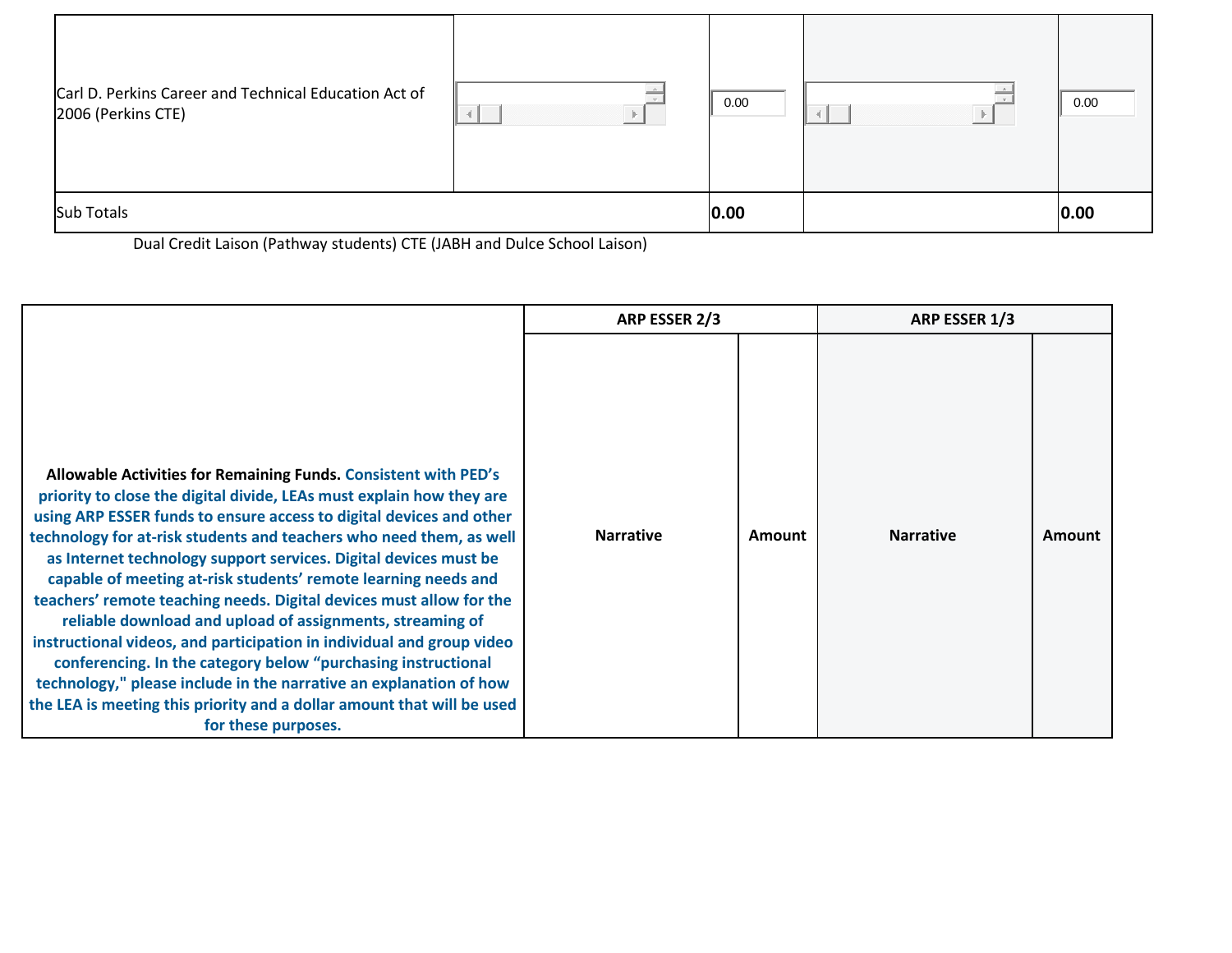| | | | | |
|---|---|---|---|---|
| Carl D. Perkins Career and Technical Education Act of 2006 (Perkins CTE) | | 0.00 | | 0.00 |
| Sub Totals | | **0.00** | | **0.00** |

Dual Credit Laison (Pathway students) CTE (JABH and Dulce School Laison)

| | ARP ESSER 2/3 | | ARP ESSER 1/3 | |
|---|---|---|---|---|
| **Allowable Activities for Remaining Funds. Consistent with PED's priority to close the digital divide, LEAs must explain how they are using ARP ESSER funds to ensure access to digital devices and other technology for at-risk students and teachers who need them, as well as Internet technology support services. Digital devices must be capable of meeting at-risk students' remote learning needs and teachers' remote teaching needs. Digital devices must allow for the reliable download and upload of assignments, streaming of instructional videos, and participation in individual and group video conferencing. In the category below "purchasing instructional technology," please include in the narrative an explanation of how the LEA is meeting this priority and a dollar amount that will be used for these purposes.** | **Narrative** | **Amount** | **Narrative** | **Amount** |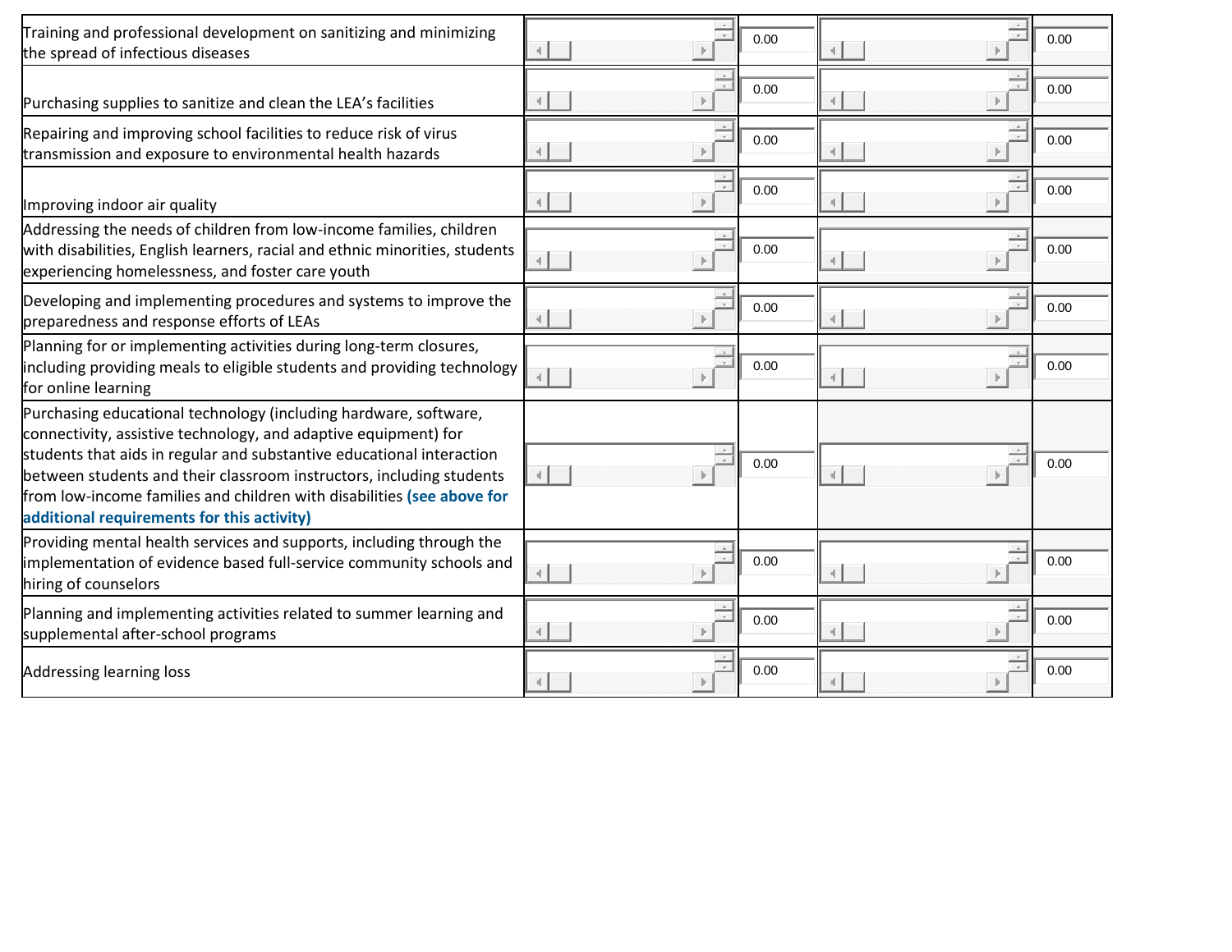| | | | | |
|---|---|---|---|---|
| Training and professional development on sanitizing and minimizing the spread of infectious diseases | | 0.00 | | 0.00 |
| Purchasing supplies to sanitize and clean the LEA's facilities | | 0.00 | | 0.00 |
| Repairing and improving school facilities to reduce risk of virus transmission and exposure to environmental health hazards | | 0.00 | | 0.00 |
| Improving indoor air quality | | 0.00 | | 0.00 |
| Addressing the needs of children from low-income families, children with disabilities, English learners, racial and ethnic minorities, students experiencing homelessness, and foster care youth | | 0.00 | | 0.00 |
| Developing and implementing procedures and systems to improve the preparedness and response efforts of LEAs | | 0.00 | | 0.00 |
| Planning for or implementing activities during long-term closures, including providing meals to eligible students and providing technology for online learning | | 0.00 | | 0.00 |
| Purchasing educational technology (including hardware, software, connectivity, assistive technology, and adaptive equipment) for students that aids in regular and substantive educational interaction between students and their classroom instructors, including students from low-income families and children with disabilities **(see above for additional requirements for this activity)** | | 0.00 | | 0.00 |
| Providing mental health services and supports, including through the implementation of evidence based full-service community schools and hiring of counselors | | 0.00 | | 0.00 |
| Planning and implementing activities related to summer learning and supplemental after-school programs | | 0.00 | | 0.00 |
| Addressing learning loss | | 0.00 | | 0.00 |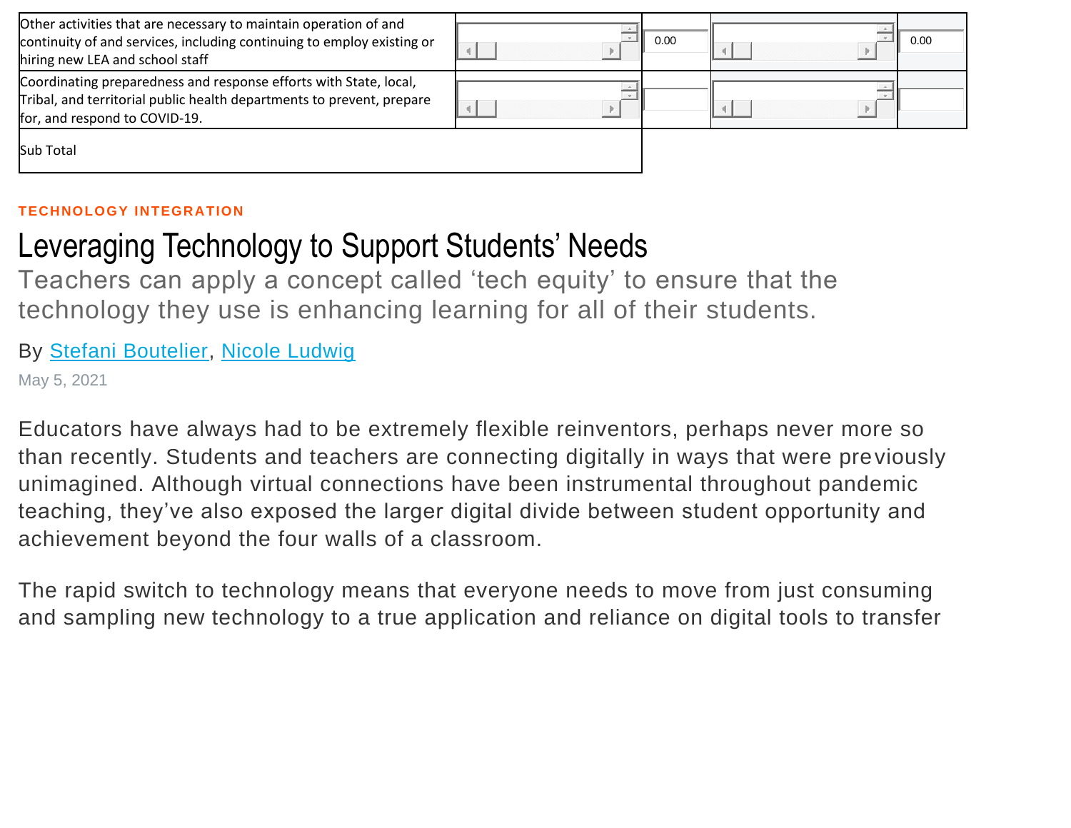| | | | | |
|---|---|---|---|---|
| Other activities that are necessary to maintain operation of and continuity of and services, including continuing to employ existing or hiring new LEA and school staff | | 0.00 | | 0.00 |
| Coordinating preparedness and response efforts with State, local, Tribal, and territorial public health departments to prevent, prepare for, and respond to COVID-19. | | | | |
| Sub Total | | | | |

TECHNOLOGY INTEGRATION

# Leveraging Technology to Support Students' Needs

Teachers can apply a concept called 'tech equity' to ensure that the technology they use is enhancing learning for all of their students.

By Stefani Boutelier, Nicole Ludwig

May 5, 2021

Educators have always had to be extremely flexible reinventors, perhaps never more so than recently. Students and teachers are connecting digitally in ways that were previously unimagined. Although virtual connections have been instrumental throughout pandemic teaching, they've also exposed the larger digital divide between student opportunity and achievement beyond the four walls of a classroom.

The rapid switch to technology means that everyone needs to move from just consuming and sampling new technology to a true application and reliance on digital tools to transfer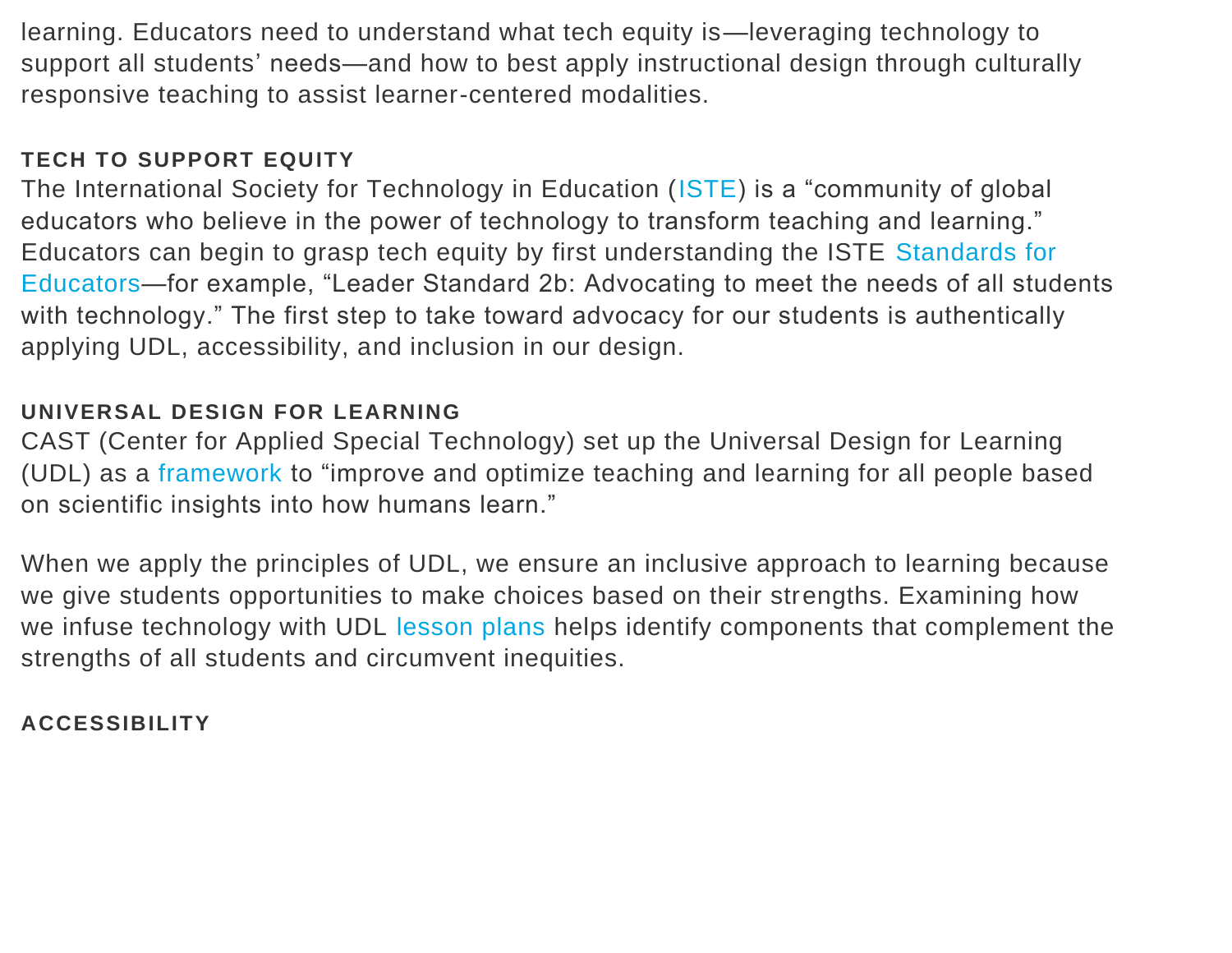learning. Educators need to understand what tech equity is—leveraging technology to support all students' needs—and how to best apply instructional design through culturally responsive teaching to assist learner-centered modalities.

## TECH TO SUPPORT EQUITY

The International Society for Technology in Education (ISTE) is a "community of global educators who believe in the power of technology to transform teaching and learning." Educators can begin to grasp tech equity by first understanding the ISTE Standards for Educators—for example, "Leader Standard 2b: Advocating to meet the needs of all students with technology." The first step to take toward advocacy for our students is authentically applying UDL, accessibility, and inclusion in our design.

## UNIVERSAL DESIGN FOR LEARNING

CAST (Center for Applied Special Technology) set up the Universal Design for Learning (UDL) as a framework to "improve and optimize teaching and learning for all people based on scientific insights into how humans learn."

When we apply the principles of UDL, we ensure an inclusive approach to learning because we give students opportunities to make choices based on their strengths. Examining how we infuse technology with UDL lesson plans helps identify components that complement the strengths of all students and circumvent inequities.

## ACCESSIBILITY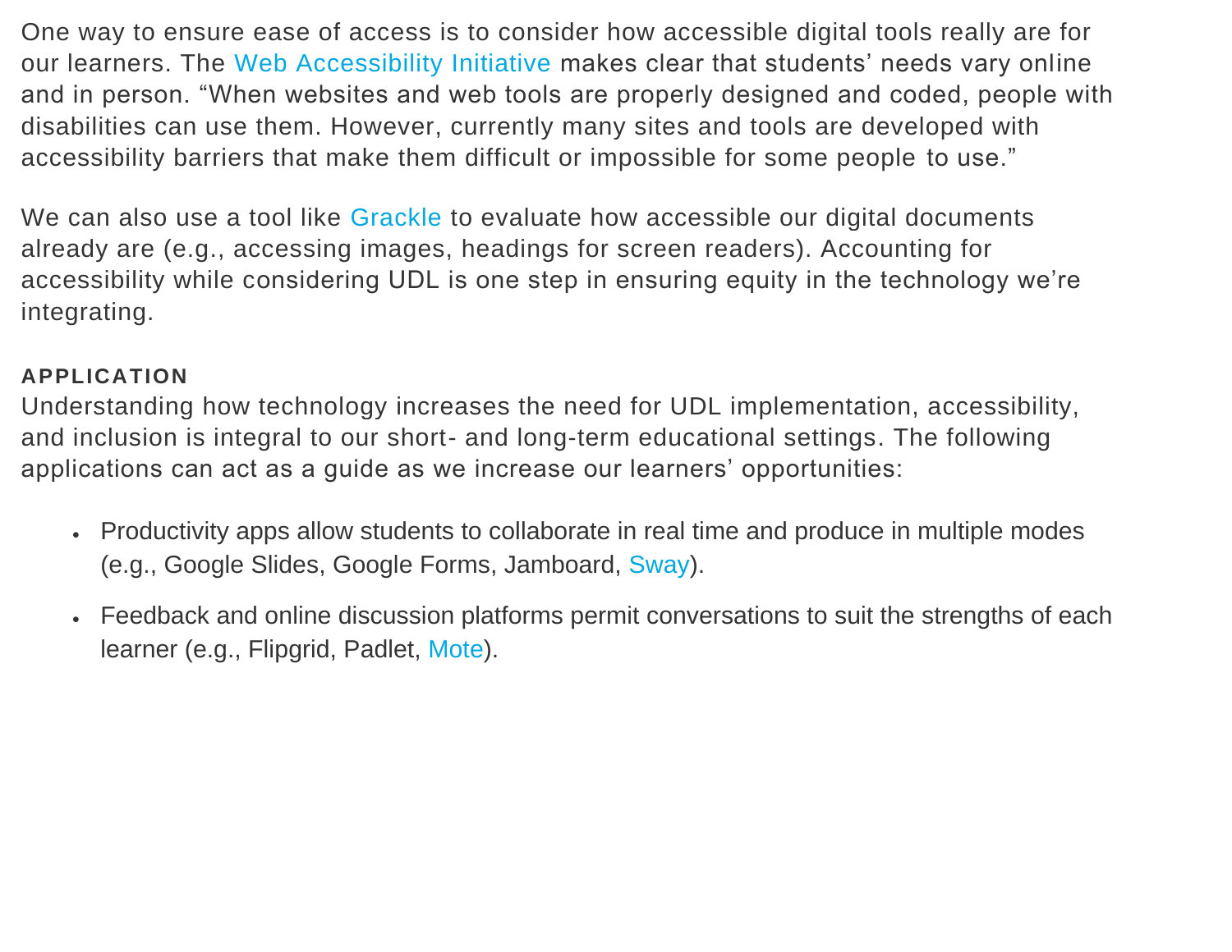One way to ensure ease of access is to consider how accessible digital tools really are for our learners. The Web Accessibility Initiative makes clear that students' needs vary online and in person. "When websites and web tools are properly designed and coded, people with disabilities can use them. However, currently many sites and tools are developed with accessibility barriers that make them difficult or impossible for some people to use."

We can also use a tool like Grackle to evaluate how accessible our digital documents already are (e.g., accessing images, headings for screen readers). Accounting for accessibility while considering UDL is one step in ensuring equity in the technology we're integrating.

**APPLICATION**

Understanding how technology increases the need for UDL implementation, accessibility, and inclusion is integral to our short- and long-term educational settings. The following applications can act as a guide as we increase our learners' opportunities:

- Productivity apps allow students to collaborate in real time and produce in multiple modes (e.g., Google Slides, Google Forms, Jamboard, Sway).
- Feedback and online discussion platforms permit conversations to suit the strengths of each learner (e.g., Flipgrid, Padlet, Mote).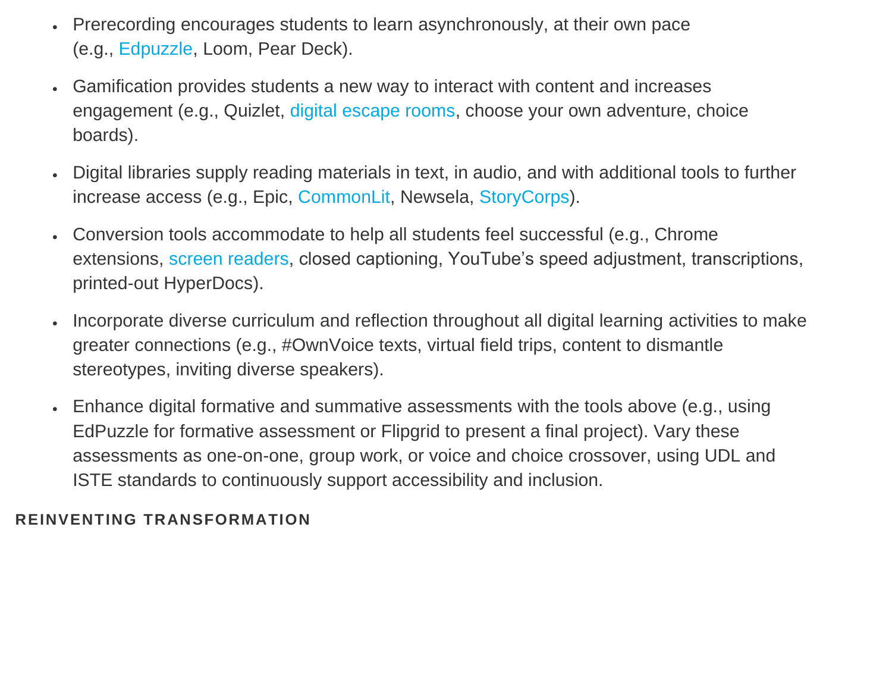- Prerecording encourages students to learn asynchronously, at their own pace (e.g., Edpuzzle, Loom, Pear Deck).
- Gamification provides students a new way to interact with content and increases engagement (e.g., Quizlet, digital escape rooms, choose your own adventure, choice boards).
- Digital libraries supply reading materials in text, in audio, and with additional tools to further increase access (e.g., Epic, CommonLit, Newsela, StoryCorps).
- Conversion tools accommodate to help all students feel successful (e.g., Chrome extensions, screen readers, closed captioning, YouTube's speed adjustment, transcriptions, printed-out HyperDocs).
- Incorporate diverse curriculum and reflection throughout all digital learning activities to make greater connections (e.g., #OwnVoice texts, virtual field trips, content to dismantle stereotypes, inviting diverse speakers).
- Enhance digital formative and summative assessments with the tools above (e.g., using EdPuzzle for formative assessment or Flipgrid to present a final project). Vary these assessments as one-on-one, group work, or voice and choice crossover, using UDL and ISTE standards to continuously support accessibility and inclusion.

### REINVENTING TRANSFORMATION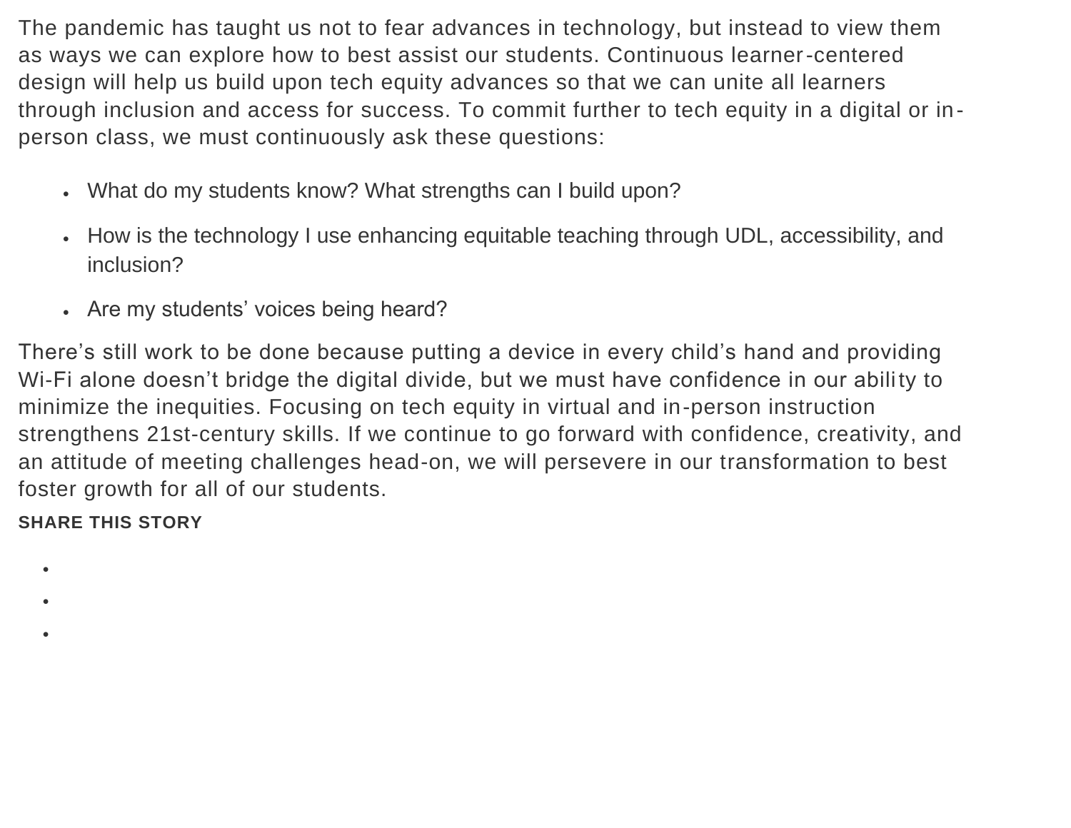The pandemic has taught us not to fear advances in technology, but instead to view them as ways we can explore how to best assist our students. Continuous learner-centered design will help us build upon tech equity advances so that we can unite all learners through inclusion and access for success. To commit further to tech equity in a digital or in-person class, we must continuously ask these questions:

- What do my students know? What strengths can I build upon?
- How is the technology I use enhancing equitable teaching through UDL, accessibility, and inclusion?
- Are my students' voices being heard?

There's still work to be done because putting a device in every child's hand and providing Wi-Fi alone doesn't bridge the digital divide, but we must have confidence in our ability to minimize the inequities. Focusing on tech equity in virtual and in-person instruction strengthens 21st-century skills. If we continue to go forward with confidence, creativity, and an attitude of meeting challenges head-on, we will persevere in our transformation to best foster growth for all of our students.

**SHARE THIS STORY**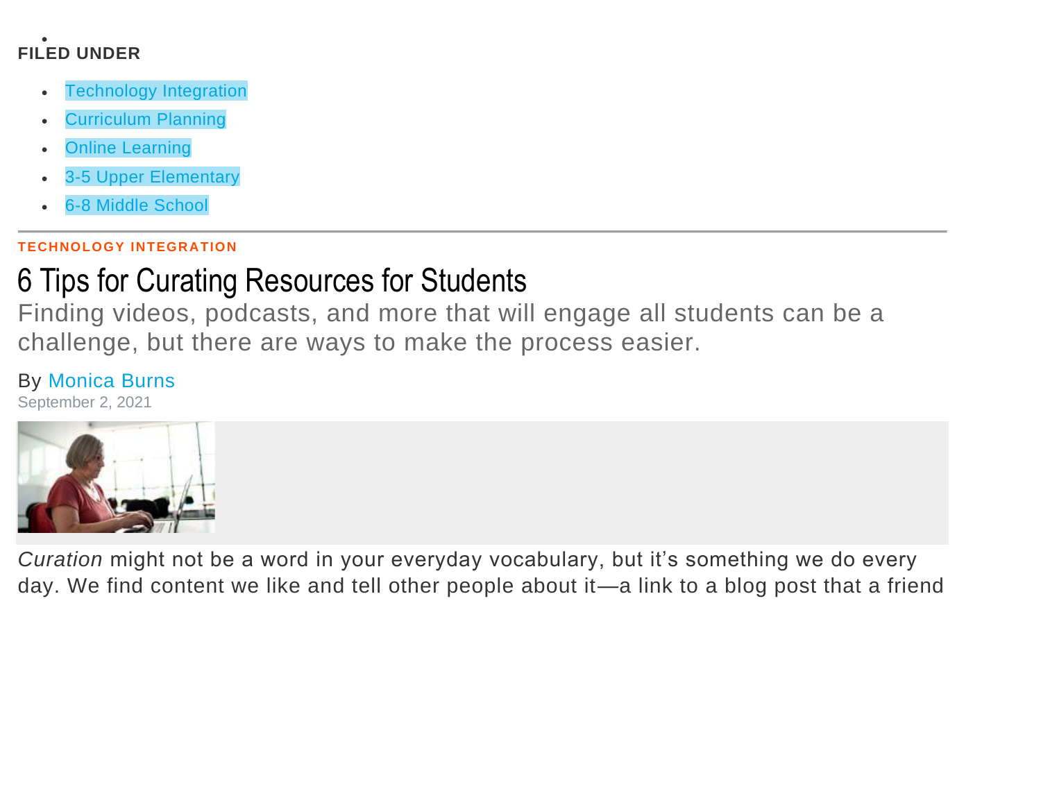**FILED UNDER**

- Technology Integration
- Curriculum Planning
- Online Learning
- 3-5 Upper Elementary
- 6-8 Middle School

---

**TECHNOLOGY INTEGRATION**

# 6 Tips for Curating Resources for Students

Finding videos, podcasts, and more that will engage all students can be a challenge, but there are ways to make the process easier.

By Monica Burns
September 2, 2021

*Curation* might not be a word in your everyday vocabulary, but it's something we do every day. We find content we like and tell other people about it—a link to a blog post that a friend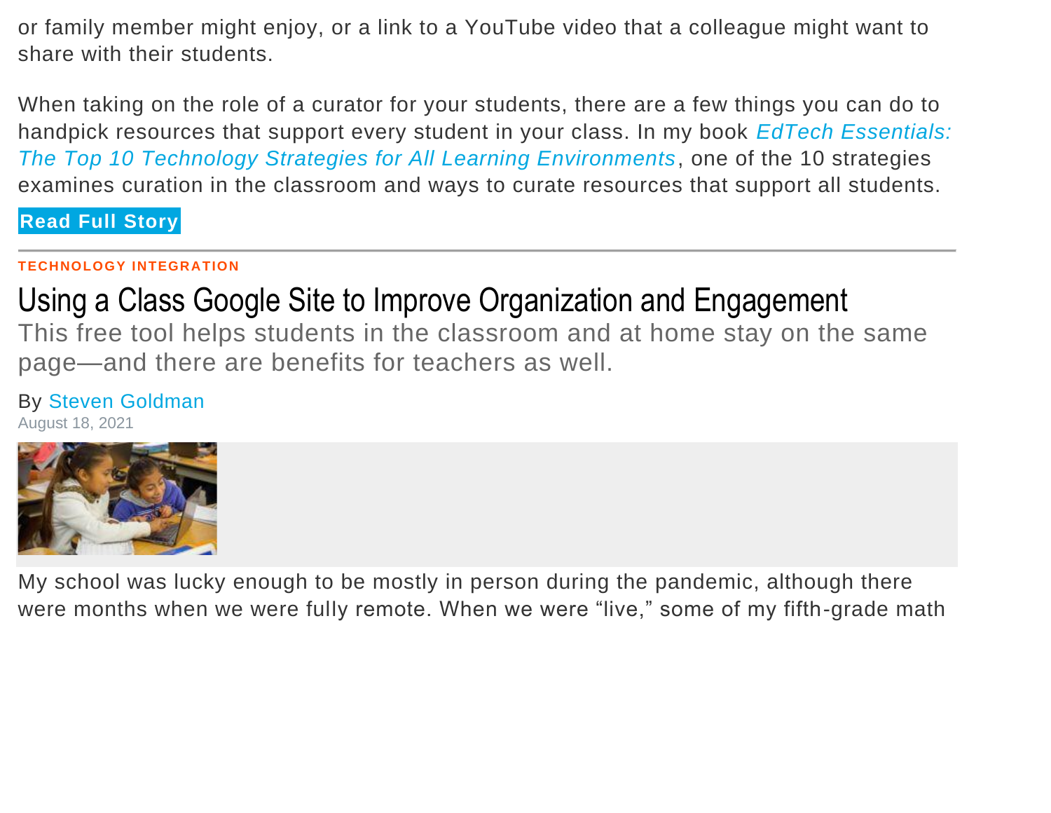or family member might enjoy, or a link to a YouTube video that a colleague might want to share with their students.

When taking on the role of a curator for your students, there are a few things you can do to handpick resources that support every student in your class. In my book *EdTech Essentials: The Top 10 Technology Strategies for All Learning Environments*, one of the 10 strategies examines curation in the classroom and ways to curate resources that support all students.

**Read Full Story**

---

**TECHNOLOGY INTEGRATION**

## Using a Class Google Site to Improve Organization and Engagement

This free tool helps students in the classroom and at home stay on the same page—and there are benefits for teachers as well.

By Steven Goldman
August 18, 2021

My school was lucky enough to be mostly in person during the pandemic, although there were months when we were fully remote. When we were "live," some of my fifth-grade math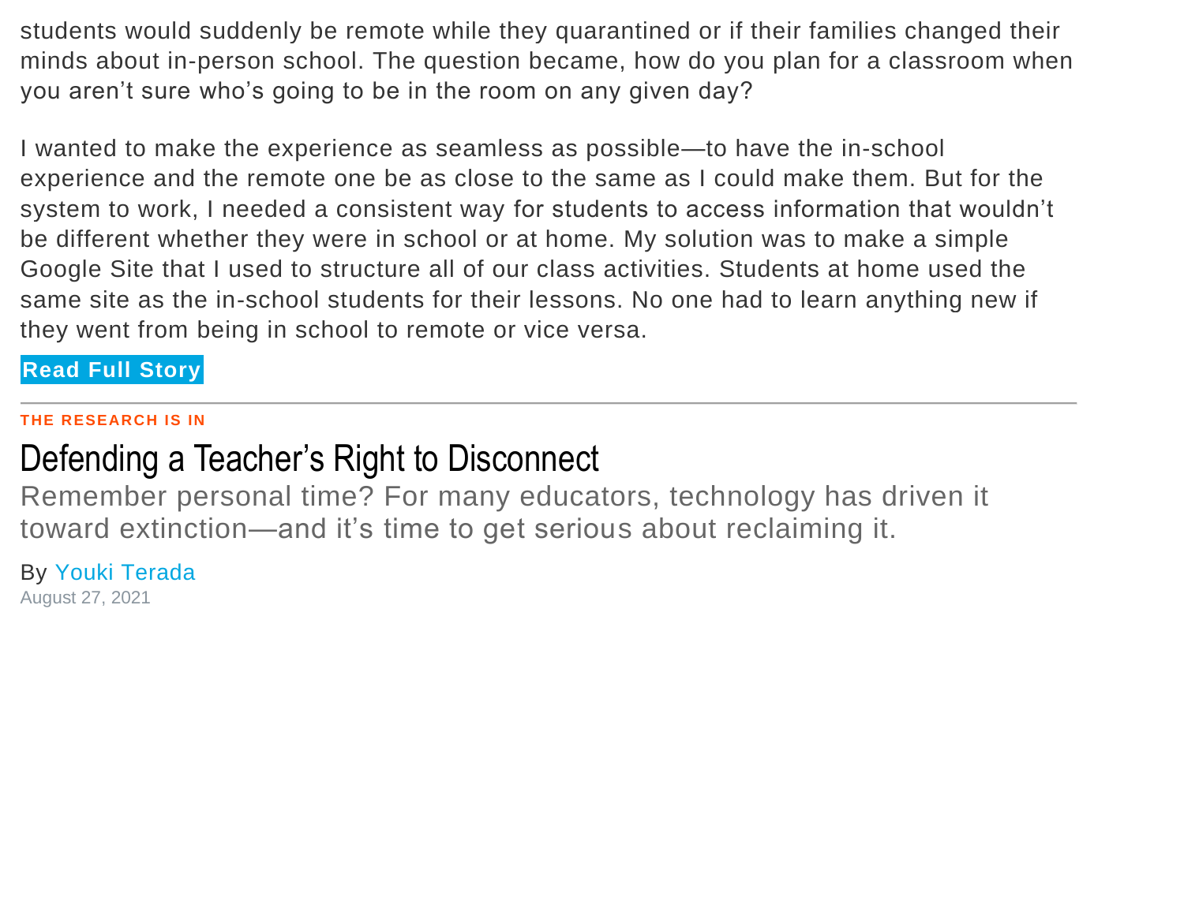students would suddenly be remote while they quarantined or if their families changed their minds about in-person school. The question became, how do you plan for a classroom when you aren't sure who's going to be in the room on any given day?

I wanted to make the experience as seamless as possible—to have the in-school experience and the remote one be as close to the same as I could make them. But for the system to work, I needed a consistent way for students to access information that wouldn't be different whether they were in school or at home. My solution was to make a simple Google Site that I used to structure all of our class activities. Students at home used the same site as the in-school students for their lessons. No one had to learn anything new if they went from being in school to remote or vice versa.

**Read Full Story**

---

**THE RESEARCH IS IN**

## Defending a Teacher's Right to Disconnect

Remember personal time? For many educators, technology has driven it toward extinction—and it's time to get serious about reclaiming it.

By Youki Terada

August 27, 2021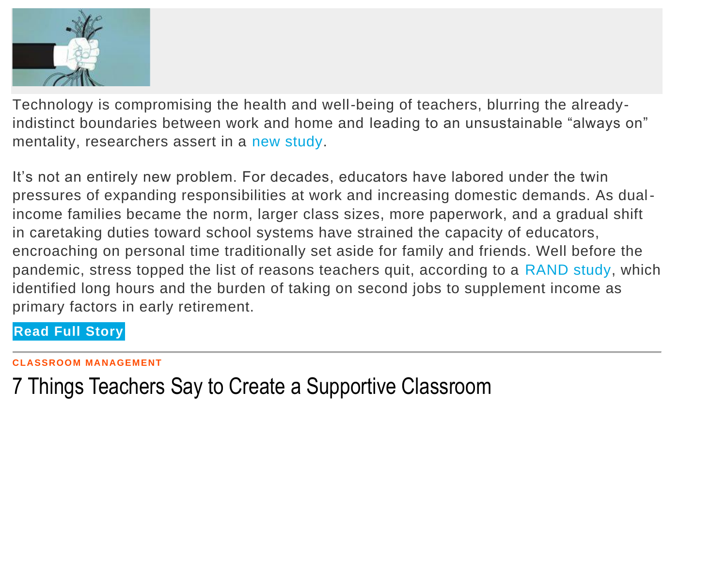Technology is compromising the health and well-being of teachers, blurring the already-indistinct boundaries between work and home and leading to an unsustainable “always on” mentality, researchers assert in a new study.

It’s not an entirely new problem. For decades, educators have labored under the twin pressures of expanding responsibilities at work and increasing domestic demands. As dual-income families became the norm, larger class sizes, more paperwork, and a gradual shift in caretaking duties toward school systems have strained the capacity of educators, encroaching on personal time traditionally set aside for family and friends. Well before the pandemic, stress topped the list of reasons teachers quit, according to a RAND study, which identified long hours and the burden of taking on second jobs to supplement income as primary factors in early retirement.

**Read Full Story**

---

**CLASSROOM MANAGEMENT**

## 7 Things Teachers Say to Create a Supportive Classroom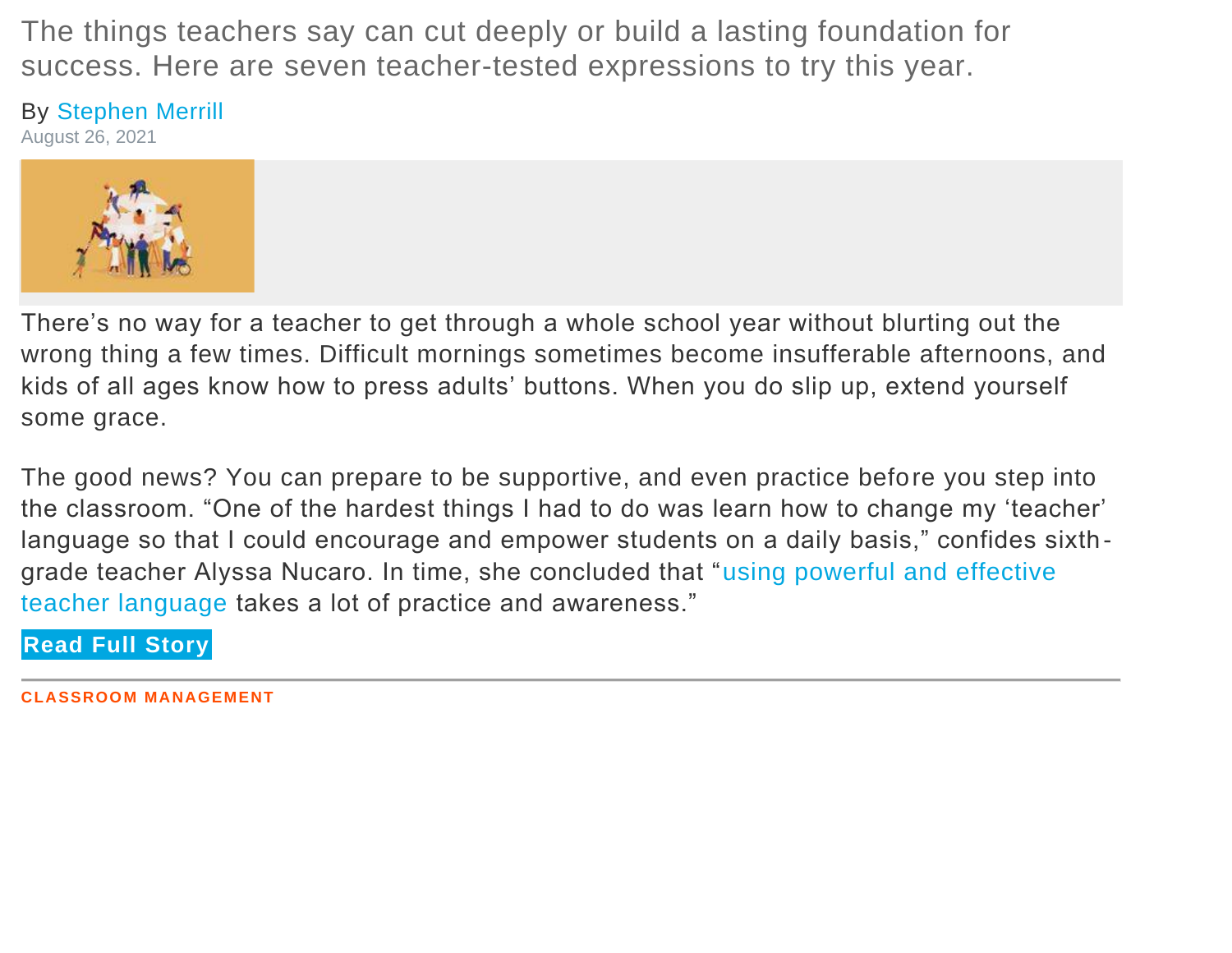The things teachers say can cut deeply or build a lasting foundation for success. Here are seven teacher-tested expressions to try this year.

By Stephen Merrill

August 26, 2021

There's no way for a teacher to get through a whole school year without blurting out the wrong thing a few times. Difficult mornings sometimes become insufferable afternoons, and kids of all ages know how to press adults' buttons. When you do slip up, extend yourself some grace.

The good news? You can prepare to be supportive, and even practice before you step into the classroom. "One of the hardest things I had to do was learn how to change my 'teacher' language so that I could encourage and empower students on a daily basis," confides sixth-grade teacher Alyssa Nucaro. In time, she concluded that "using powerful and effective teacher language takes a lot of practice and awareness."

**Read Full Story**

---

CLASSROOM MANAGEMENT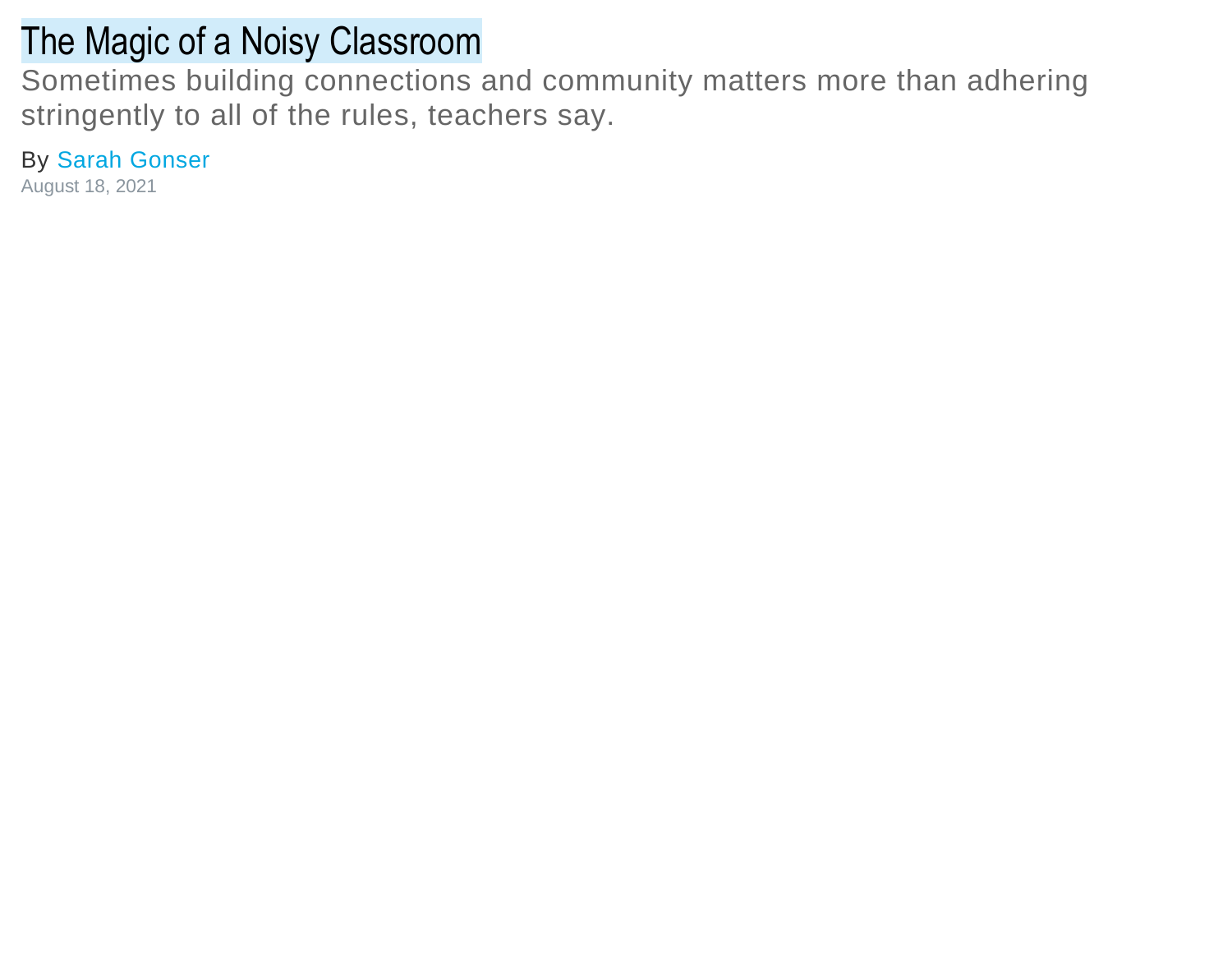# The Magic of a Noisy Classroom

Sometimes building connections and community matters more than adhering stringently to all of the rules, teachers say.

By Sarah Gonser

August 18, 2021